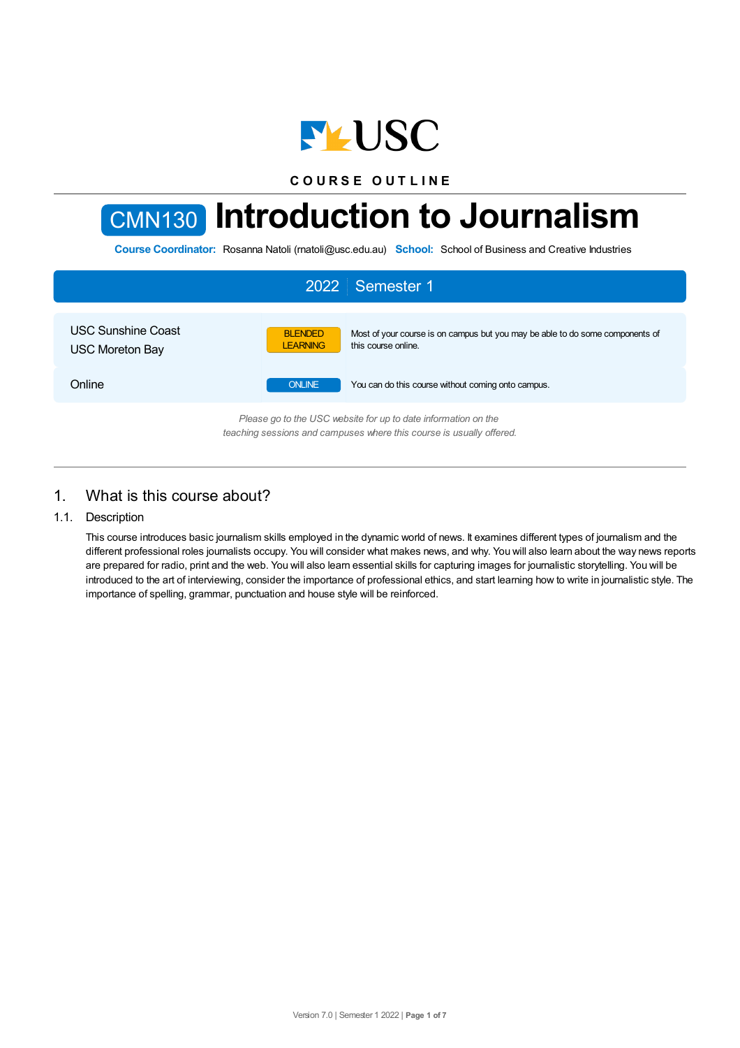USC

COURSE OUTLINE

# CMN130 Introduction to Journalism

**Course Coordinator:** Rosanna Natoli (rnatoli@usc.edu.au) **School:** School of Business and Creative Industries

## 2022 | Semester 1

| | | |
|---|---|---|
| USC Sunshine Coast<br>USC Moreton Bay | BLENDED LEARNING | Most of your course is on campus but you may be able to do some components of this course online. |
| Online | ONLINE | You can do this course without coming onto campus. |

*Please go to the USC website for up to date information on the teaching sessions and campuses where this course is usually offered.*

## 1. What is this course about?

### 1.1. Description

This course introduces basic journalism skills employed in the dynamic world of news. It examines different types of journalism and the different professional roles journalists occupy. You will consider what makes news, and why. You will also learn about the way news reports are prepared for radio, print and the web. You will also learn essential skills for capturing images for journalistic storytelling. You will be introduced to the art of interviewing, consider the importance of professional ethics, and start learning how to write in journalistic style. The importance of spelling, grammar, punctuation and house style will be reinforced.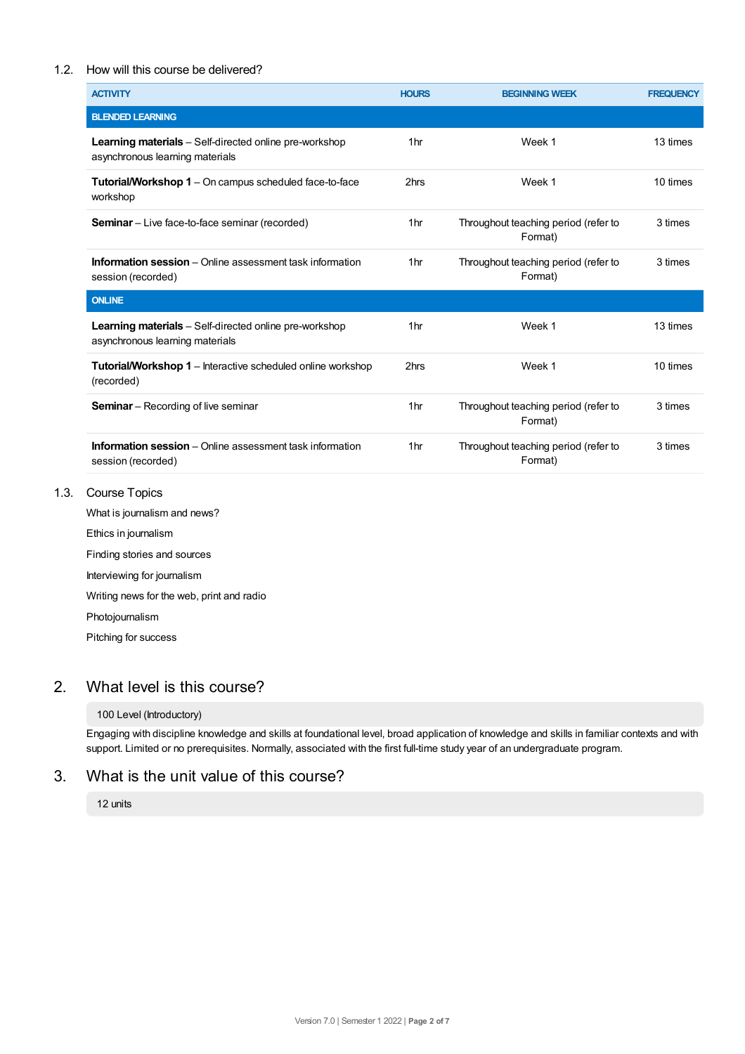### 1.2. How will this course be delivered?

| ACTIVITY | HOURS | BEGINNING WEEK | FREQUENCY |
| --- | --- | --- | --- |
| **BLENDED LEARNING** | | | |
| **Learning materials** – Self-directed online pre-workshop asynchronous learning materials | 1hr | Week 1 | 13 times |
| **Tutorial/Workshop 1** – On campus scheduled face-to-face workshop | 2hrs | Week 1 | 10 times |
| **Seminar** – Live face-to-face seminar (recorded) | 1hr | Throughout teaching period (refer to Format) | 3 times |
| **Information session** – Online assessment task information session (recorded) | 1hr | Throughout teaching period (refer to Format) | 3 times |
| **ONLINE** | | | |
| **Learning materials** – Self-directed online pre-workshop asynchronous learning materials | 1hr | Week 1 | 13 times |
| **Tutorial/Workshop 1** – Interactive scheduled online workshop (recorded) | 2hrs | Week 1 | 10 times |
| **Seminar** – Recording of live seminar | 1hr | Throughout teaching period (refer to Format) | 3 times |
| **Information session** – Online assessment task information session (recorded) | 1hr | Throughout teaching period (refer to Format) | 3 times |

### 1.3. Course Topics

What is journalism and news?

Ethics in journalism

Finding stories and sources

Interviewing for journalism

Writing news for the web, print and radio

Photojournalism

Pitching for success

## 2. What level is this course?

100 Level (Introductory)

Engaging with discipline knowledge and skills at foundational level, broad application of knowledge and skills in familiar contexts and with support. Limited or no prerequisites. Normally, associated with the first full-time study year of an undergraduate program.

## 3. What is the unit value of this course?

12 units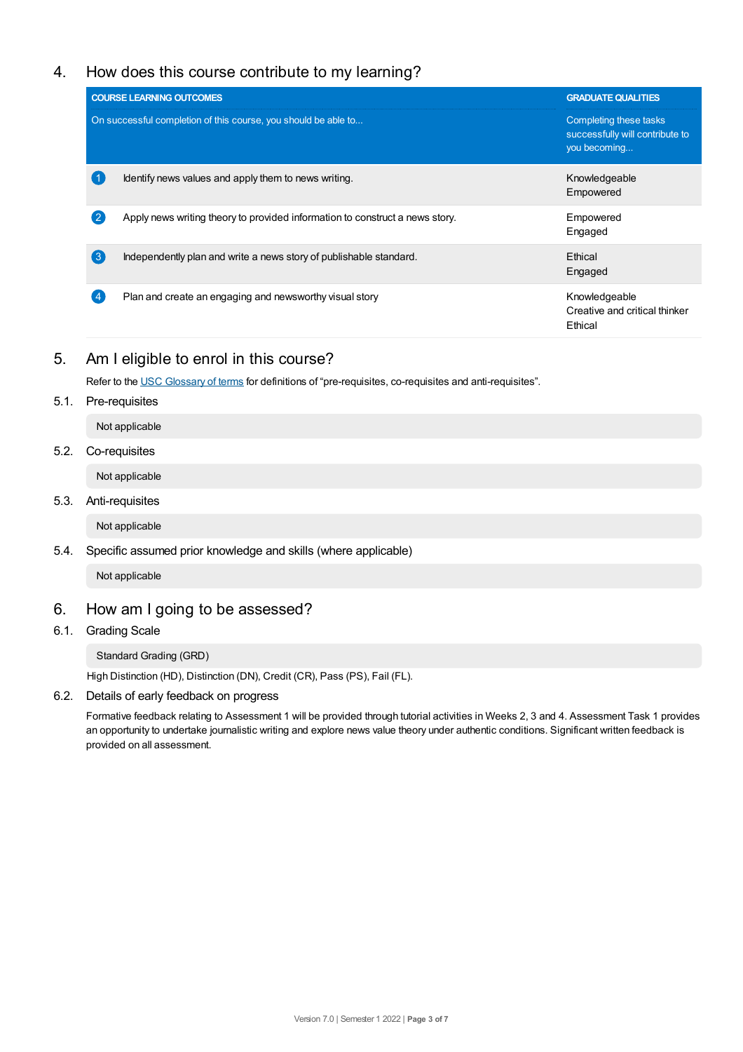## 4. How does this course contribute to my learning?

| COURSE LEARNING OUTCOMES<br>On successful completion of this course, you should be able to... | GRADUATE QUALITIES<br>Completing these tasks successfully will contribute to you becoming... |
|---|---|
| 1 Identify news values and apply them to news writing. | Knowledgeable<br>Empowered |
| 2 Apply news writing theory to provided information to construct a news story. | Empowered<br>Engaged |
| 3 Independently plan and write a news story of publishable standard. | Ethical<br>Engaged |
| 4 Plan and create an engaging and newsworthy visual story | Knowledgeable<br>Creative and critical thinker<br>Ethical |

## 5. Am I eligible to enrol in this course?

Refer to the USC Glossary of terms for definitions of “pre-requisites, co-requisites and anti-requisites”.

### 5.1. Pre-requisites

Not applicable

### 5.2. Co-requisites

Not applicable

### 5.3. Anti-requisites

Not applicable

### 5.4. Specific assumed prior knowledge and skills (where applicable)

Not applicable

## 6. How am I going to be assessed?

### 6.1. Grading Scale

Standard Grading (GRD)

High Distinction (HD), Distinction (DN), Credit (CR), Pass (PS), Fail (FL).

### 6.2. Details of early feedback on progress

Formative feedback relating to Assessment 1 will be provided through tutorial activities in Weeks 2, 3 and 4. Assessment Task 1 provides an opportunity to undertake journalistic writing and explore news value theory under authentic conditions. Significant written feedback is provided on all assessment.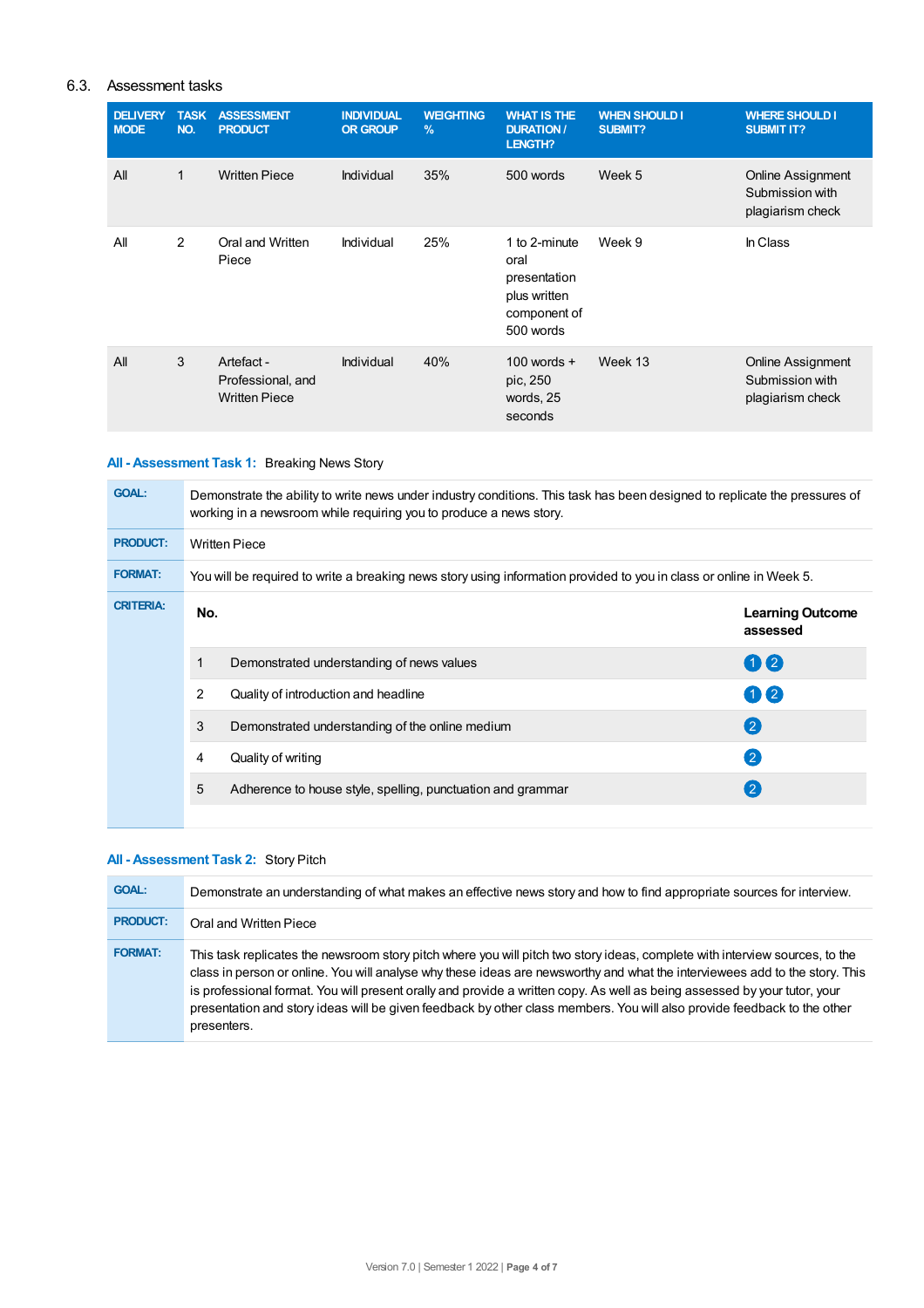## 6.3. Assessment tasks

| DELIVERY MODE | TASK NO. | ASSESSMENT PRODUCT | INDIVIDUAL OR GROUP | WEIGHTING % | WHAT IS THE DURATION / LENGTH? | WHEN SHOULD I SUBMIT? | WHERE SHOULD I SUBMIT IT? |
|---|---|---|---|---|---|---|---|
| All | 1 | Written Piece | Individual | 35% | 500 words | Week 5 | Online Assignment Submission with plagiarism check |
| All | 2 | Oral and Written Piece | Individual | 25% | 1 to 2-minute oral presentation plus written component of 500 words | Week 9 | In Class |
| All | 3 | Artefact - Professional, and Written Piece | Individual | 40% | 100 words + pic, 250 words, 25 seconds | Week 13 | Online Assignment Submission with plagiarism check |

### All - Assessment Task 1: Breaking News Story

**GOAL:** Demonstrate the ability to write news under industry conditions. This task has been designed to replicate the pressures of working in a newsroom while requiring you to produce a news story.

**PRODUCT:** Written Piece

**FORMAT:** You will be required to write a breaking news story using information provided to you in class or online in Week 5.

**CRITERIA:**

| No. | | Learning Outcome assessed |
|---|---|---|
| 1 | Demonstrated understanding of news values | 1 2 |
| 2 | Quality of introduction and headline | 1 2 |
| 3 | Demonstrated understanding of the online medium | 2 |
| 4 | Quality of writing | 2 |
| 5 | Adherence to house style, spelling, punctuation and grammar | 2 |

### All - Assessment Task 2: Story Pitch

**GOAL:** Demonstrate an understanding of what makes an effective news story and how to find appropriate sources for interview.

**PRODUCT:** Oral and Written Piece

**FORMAT:** This task replicates the newsroom story pitch where you will pitch two story ideas, complete with interview sources, to the class in person or online. You will analyse why these ideas are newsworthy and what the interviewees add to the story. This is professional format. You will present orally and provide a written copy. As well as being assessed by your tutor, your presentation and story ideas will be given feedback by other class members. You will also provide feedback to the other presenters.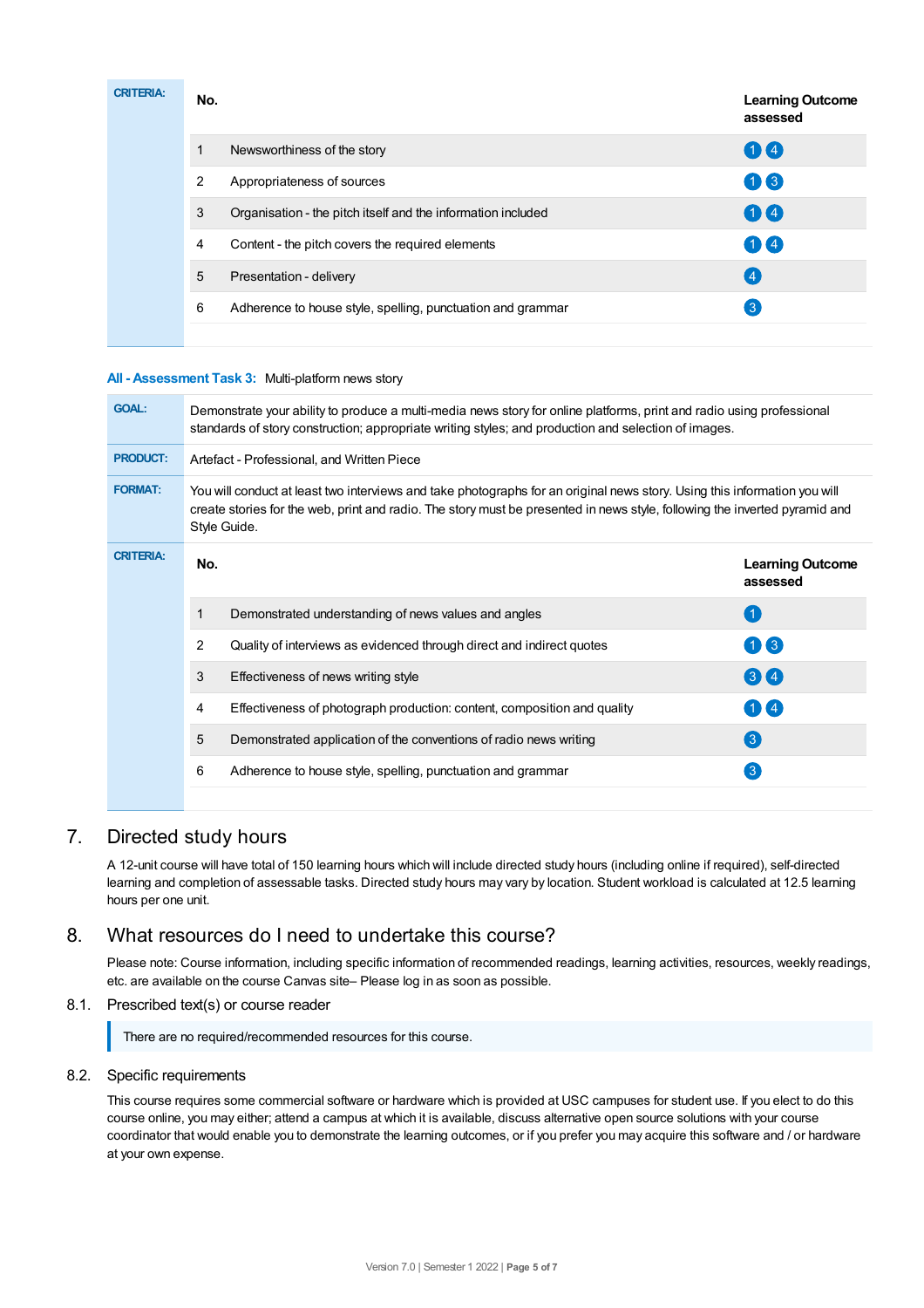**CRITERIA:**

| No. | | Learning Outcome assessed |
|---|---|---|
| 1 | Newsworthiness of the story | 1 4 |
| 2 | Appropriateness of sources | 1 3 |
| 3 | Organisation - the pitch itself and the information included | 1 4 |
| 4 | Content - the pitch covers the required elements | 1 4 |
| 5 | Presentation - delivery | 4 |
| 6 | Adherence to house style, spelling, punctuation and grammar | 3 |

**All - Assessment Task 3:** Multi-platform news story

| | |
|---|---|
| **GOAL:** | Demonstrate your ability to produce a multi-media news story for online platforms, print and radio using professional standards of story construction; appropriate writing styles; and production and selection of images. |
| **PRODUCT:** | Artefact - Professional, and Written Piece |
| **FORMAT:** | You will conduct at least two interviews and take photographs for an original news story. Using this information you will create stories for the web, print and radio. The story must be presented in news style, following the inverted pyramid and Style Guide. |

**CRITERIA:**

| No. | | Learning Outcome assessed |
|---|---|---|
| 1 | Demonstrated understanding of news values and angles | 1 |
| 2 | Quality of interviews as evidenced through direct and indirect quotes | 1 3 |
| 3 | Effectiveness of news writing style | 3 4 |
| 4 | Effectiveness of photograph production: content, composition and quality | 1 4 |
| 5 | Demonstrated application of the conventions of radio news writing | 3 |
| 6 | Adherence to house style, spelling, punctuation and grammar | 3 |

## 7. Directed study hours

A 12-unit course will have total of 150 learning hours which will include directed study hours (including online if required), self-directed learning and completion of assessable tasks. Directed study hours may vary by location. Student workload is calculated at 12.5 learning hours per one unit.

## 8. What resources do I need to undertake this course?

Please note: Course information, including specific information of recommended readings, learning activities, resources, weekly readings, etc. are available on the course Canvas site– Please log in as soon as possible.

### 8.1. Prescribed text(s) or course reader

> There are no required/recommended resources for this course.

### 8.2. Specific requirements

This course requires some commercial software or hardware which is provided at USC campuses for student use. If you elect to do this course online, you may either; attend a campus at which it is available, discuss alternative open source solutions with your course coordinator that would enable you to demonstrate the learning outcomes, or if you prefer you may acquire this software and / or hardware at your own expense.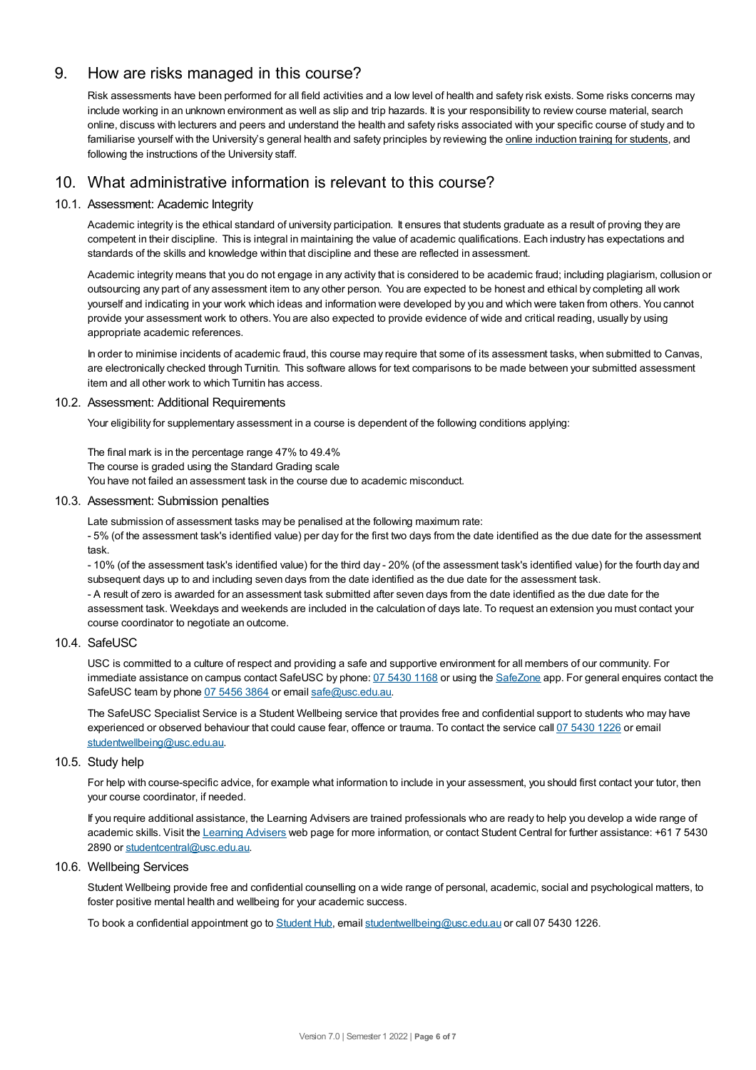## 9. How are risks managed in this course?

Risk assessments have been performed for all field activities and a low level of health and safety risk exists. Some risks concerns may include working in an unknown environment as well as slip and trip hazards. It is your responsibility to review course material, search online, discuss with lecturers and peers and understand the health and safety risks associated with your specific course of study and to familiarise yourself with the University's general health and safety principles by reviewing the online induction training for students, and following the instructions of the University staff.

## 10. What administrative information is relevant to this course?

### 10.1. Assessment: Academic Integrity

Academic integrity is the ethical standard of university participation. It ensures that students graduate as a result of proving they are competent in their discipline. This is integral in maintaining the value of academic qualifications. Each industry has expectations and standards of the skills and knowledge within that discipline and these are reflected in assessment.

Academic integrity means that you do not engage in any activity that is considered to be academic fraud; including plagiarism, collusion or outsourcing any part of any assessment item to any other person. You are expected to be honest and ethical by completing all work yourself and indicating in your work which ideas and information were developed by you and which were taken from others. You cannot provide your assessment work to others. You are also expected to provide evidence of wide and critical reading, usually by using appropriate academic references.

In order to minimise incidents of academic fraud, this course may require that some of its assessment tasks, when submitted to Canvas, are electronically checked through Turnitin. This software allows for text comparisons to be made between your submitted assessment item and all other work to which Turnitin has access.

### 10.2. Assessment: Additional Requirements

Your eligibility for supplementary assessment in a course is dependent of the following conditions applying:

The final mark is in the percentage range 47% to 49.4%
The course is graded using the Standard Grading scale
You have not failed an assessment task in the course due to academic misconduct.

### 10.3. Assessment: Submission penalties

Late submission of assessment tasks may be penalised at the following maximum rate:
- 5% (of the assessment task's identified value) per day for the first two days from the date identified as the due date for the assessment task.
- 10% (of the assessment task's identified value) for the third day - 20% (of the assessment task's identified value) for the fourth day and subsequent days up to and including seven days from the date identified as the due date for the assessment task.
- A result of zero is awarded for an assessment task submitted after seven days from the date identified as the due date for the assessment task. Weekdays and weekends are included in the calculation of days late. To request an extension you must contact your course coordinator to negotiate an outcome.

### 10.4. SafeUSC

USC is committed to a culture of respect and providing a safe and supportive environment for all members of our community. For immediate assistance on campus contact SafeUSC by phone: 07 5430 1168 or using the SafeZone app. For general enquires contact the SafeUSC team by phone 07 5456 3864 or email safe@usc.edu.au.

The SafeUSC Specialist Service is a Student Wellbeing service that provides free and confidential support to students who may have experienced or observed behaviour that could cause fear, offence or trauma. To contact the service call 07 5430 1226 or email studentwellbeing@usc.edu.au.

### 10.5. Study help

For help with course-specific advice, for example what information to include in your assessment, you should first contact your tutor, then your course coordinator, if needed.

If you require additional assistance, the Learning Advisers are trained professionals who are ready to help you develop a wide range of academic skills. Visit the Learning Advisers web page for more information, or contact Student Central for further assistance: +61 7 5430 2890 or studentcentral@usc.edu.au.

### 10.6. Wellbeing Services

Student Wellbeing provide free and confidential counselling on a wide range of personal, academic, social and psychological matters, to foster positive mental health and wellbeing for your academic success.

To book a confidential appointment go to Student Hub, email studentwellbeing@usc.edu.au or call 07 5430 1226.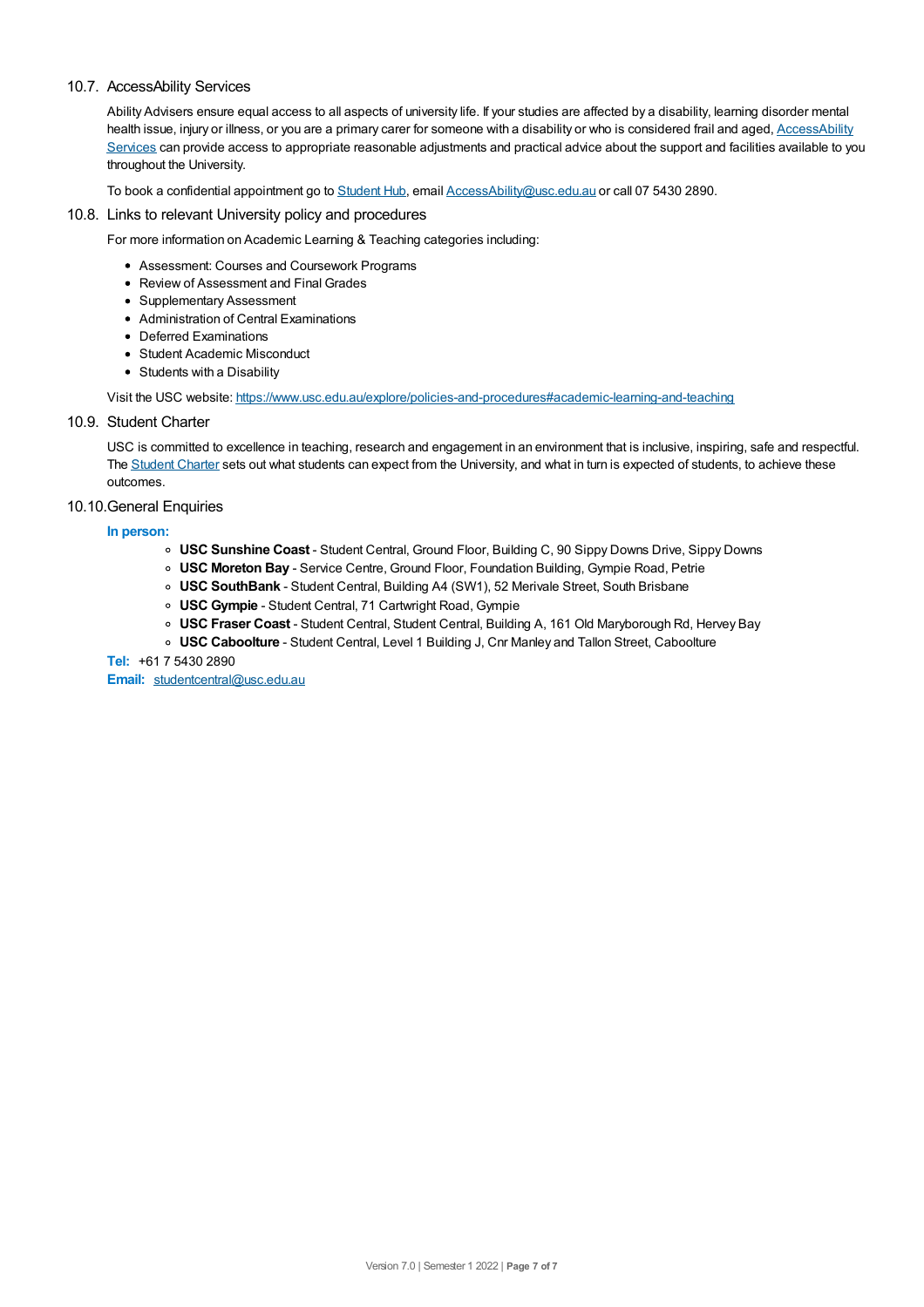### 10.7. AccessAbility Services

Ability Advisers ensure equal access to all aspects of university life. If your studies are affected by a disability, learning disorder mental health issue, injury or illness, or you are a primary carer for someone with a disability or who is considered frail and aged, AccessAbility Services can provide access to appropriate reasonable adjustments and practical advice about the support and facilities available to you throughout the University.

To book a confidential appointment go to Student Hub, email AccessAbility@usc.edu.au or call 07 5430 2890.

### 10.8. Links to relevant University policy and procedures

For more information on Academic Learning & Teaching categories including:

- Assessment: Courses and Coursework Programs
- Review of Assessment and Final Grades
- Supplementary Assessment
- Administration of Central Examinations
- Deferred Examinations
- Student Academic Misconduct
- Students with a Disability

Visit the USC website: https://www.usc.edu.au/explore/policies-and-procedures#academic-learning-and-teaching

### 10.9. Student Charter

USC is committed to excellence in teaching, research and engagement in an environment that is inclusive, inspiring, safe and respectful. The Student Charter sets out what students can expect from the University, and what in turn is expected of students, to achieve these outcomes.

### 10.10. General Enquiries

**In person:**

- **USC Sunshine Coast** - Student Central, Ground Floor, Building C, 90 Sippy Downs Drive, Sippy Downs
- **USC Moreton Bay** - Service Centre, Ground Floor, Foundation Building, Gympie Road, Petrie
- **USC SouthBank** - Student Central, Building A4 (SW1), 52 Merivale Street, South Brisbane
- **USC Gympie** - Student Central, 71 Cartwright Road, Gympie
- **USC Fraser Coast** - Student Central, Student Central, Building A, 161 Old Maryborough Rd, Hervey Bay
- **USC Caboolture** - Student Central, Level 1 Building J, Cnr Manley and Tallon Street, Caboolture

**Tel:** +61 7 5430 2890

**Email:** studentcentral@usc.edu.au